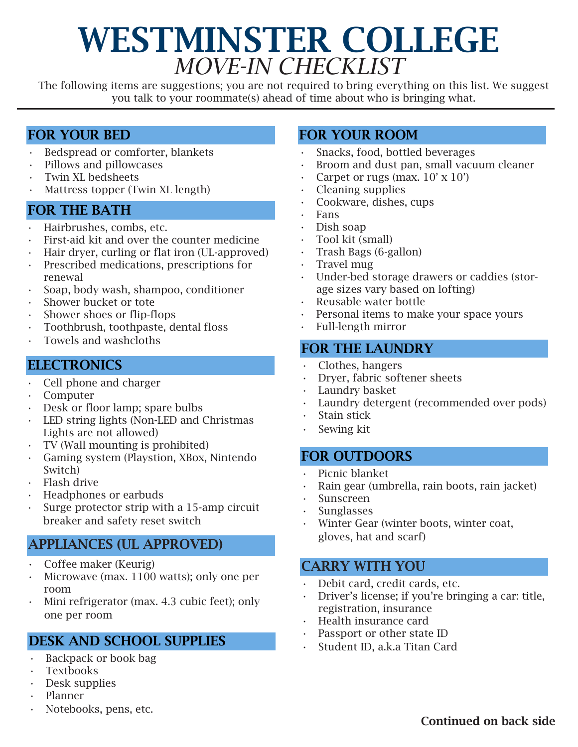# WESTMINSTER COLLEGE
## *MOVE-IN CHECKLIST*

The following items are suggestions; you are not required to bring everything on this list. We suggest you talk to your roommate(s) ahead of time about who is bringing what.

---

### FOR YOUR BED

- Bedspread or comforter, blankets
- Pillows and pillowcases
- Twin XL bedsheets
- Mattress topper (Twin XL length)

### FOR THE BATH

- Hairbrushes, combs, etc.
- First-aid kit and over the counter medicine
- Hair dryer, curling or flat iron (UL-approved)
- Prescribed medications, prescriptions for renewal
- Soap, body wash, shampoo, conditioner
- Shower bucket or tote
- Shower shoes or flip-flops
- Toothbrush, toothpaste, dental floss
- Towels and washcloths

### ELECTRONICS

- Cell phone and charger
- Computer
- Desk or floor lamp; spare bulbs
- LED string lights (Non-LED and Christmas Lights are not allowed)
- TV (Wall mounting is prohibited)
- Gaming system (Playstion, XBox, Nintendo Switch)
- Flash drive
- Headphones or earbuds
- Surge protector strip with a 15-amp circuit breaker and safety reset switch

### APPLIANCES (UL APPROVED)

- Coffee maker (Keurig)
- Microwave (max. 1100 watts); only one per room
- Mini refrigerator (max. 4.3 cubic feet); only one per room

### DESK AND SCHOOL SUPPLIES

- Backpack or book bag
- Textbooks
- Desk supplies
- Planner
- Notebooks, pens, etc.

### FOR YOUR ROOM

- Snacks, food, bottled beverages
- Broom and dust pan, small vacuum cleaner
- Carpet or rugs (max. 10' x 10')
- Cleaning supplies
- Cookware, dishes, cups
- Fans
- Dish soap
- Tool kit (small)
- Trash Bags (6-gallon)
- Travel mug
- Under-bed storage drawers or caddies (storage sizes vary based on lofting)
- Reusable water bottle
- Personal items to make your space yours
- Full-length mirror

### FOR THE LAUNDRY

- Clothes, hangers
- Dryer, fabric softener sheets
- Laundry basket
- Laundry detergent (recommended over pods)
- Stain stick
- Sewing kit

### FOR OUTDOORS

- Picnic blanket
- Rain gear (umbrella, rain boots, rain jacket)
- Sunscreen
- Sunglasses
- Winter Gear (winter boots, winter coat, gloves, hat and scarf)

### CARRY WITH YOU

- Debit card, credit cards, etc.
- Driver's license; if you're bringing a car: title, registration, insurance
- Health insurance card
- Passport or other state ID
- Student ID, a.k.a Titan Card

**Continued on back side**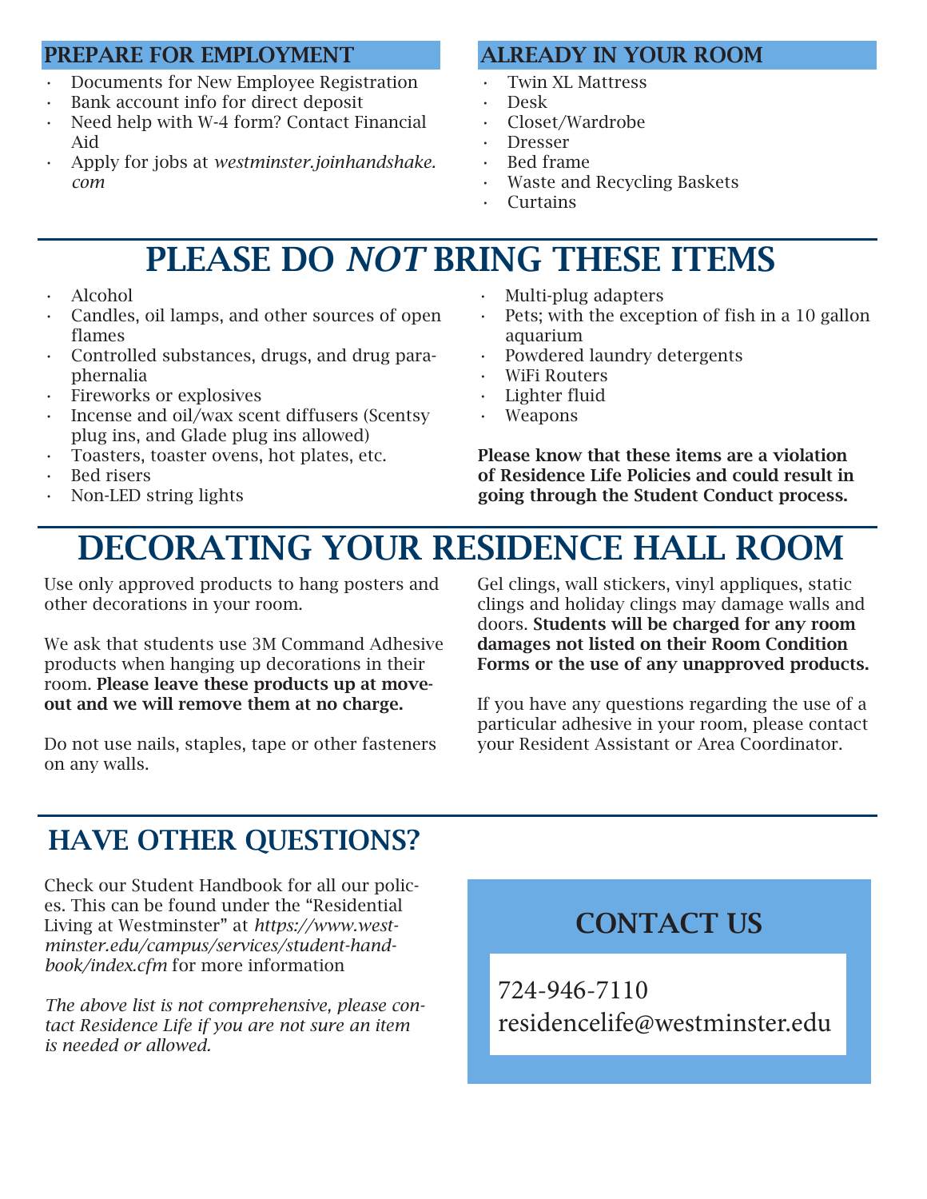## PREPARE FOR EMPLOYMENT

- Documents for New Employee Registration
- Bank account info for direct deposit
- Need help with W-4 form? Contact Financial Aid
- Apply for jobs at *westminster.joinhandshake.com*

## ALREADY IN YOUR ROOM

- Twin XL Mattress
- Desk
- Closet/Wardrobe
- Dresser
- Bed frame
- Waste and Recycling Baskets
- Curtains

# PLEASE DO *NOT* BRING THESE ITEMS

- Alcohol
- Candles, oil lamps, and other sources of open flames
- Controlled substances, drugs, and drug paraphernalia
- Fireworks or explosives
- Incense and oil/wax scent diffusers (Scentsy plug ins, and Glade plug ins allowed)
- Toasters, toaster ovens, hot plates, etc.
- Bed risers
- Non-LED string lights
- Multi-plug adapters
- Pets; with the exception of fish in a 10 gallon aquarium
- Powdered laundry detergents
- WiFi Routers
- Lighter fluid
- Weapons

**Please know that these items are a violation of Residence Life Policies and could result in going through the Student Conduct process.**

# DECORATING YOUR RESIDENCE HALL ROOM

Use only approved products to hang posters and other decorations in your room.

We ask that students use 3M Command Adhesive products when hanging up decorations in their room. **Please leave these products up at move-out and we will remove them at no charge.**

Do not use nails, staples, tape or other fasteners on any walls.

Gel clings, wall stickers, vinyl appliques, static clings and holiday clings may damage walls and doors. **Students will be charged for any room damages not listed on their Room Condition Forms or the use of any unapproved products.**

If you have any questions regarding the use of a particular adhesive in your room, please contact your Resident Assistant or Area Coordinator.

## HAVE OTHER QUESTIONS?

Check our Student Handbook for all our polices. This can be found under the "Residential Living at Westminster" at *https://www.westminster.edu/campus/services/student-handbook/index.cfm* for more information

*The above list is not comprehensive, please contact Residence Life if you are not sure an item is needed or allowed.*

## CONTACT US

724-946-7110
residencelife@westminster.edu